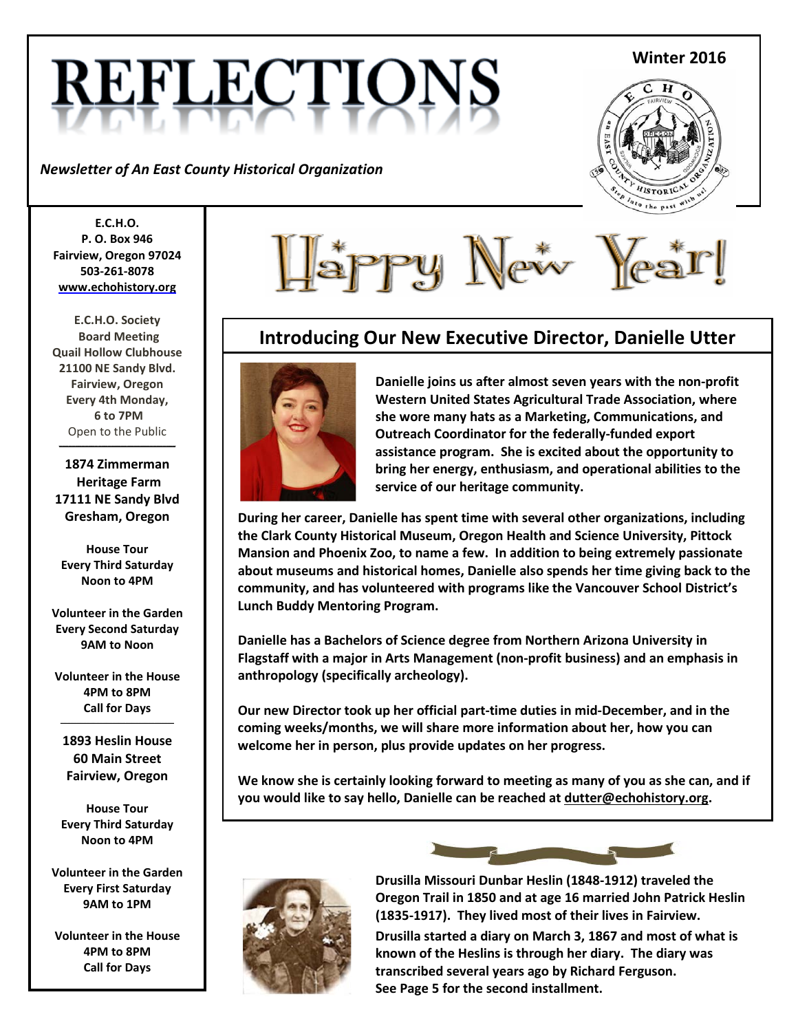# REFLECTIONS

*Newsletter of An East County Historical Organization*

**Winter 2016**

**E.C.H.O.**
**P. O. Box 946**
**Fairview, Oregon 97024**
**503-261-8078**
**www.echohistory.org**

**E.C.H.O. Society Board Meeting**
**Quail Hollow Clubhouse**
**21100 NE Sandy Blvd.**
**Fairview, Oregon**
**Every 4th Monday,**
**6 to 7PM**
Open to the Public

**1874 Zimmerman Heritage Farm**
**17111 NE Sandy Blvd**
**Gresham, Oregon**

**House Tour**
**Every Third Saturday**
**Noon to 4PM**

**Volunteer in the Garden**
**Every Second Saturday**
**9AM to Noon**

**Volunteer in the House**
**4PM to 8PM**
**Call for Days**

**1893 Heslin House**
**60 Main Street**
**Fairview, Oregon**

**House Tour**
**Every Third Saturday**
**Noon to 4PM**

**Volunteer in the Garden**
**Every First Saturday**
**9AM to 1PM**

**Volunteer in the House**
**4PM to 8PM**
**Call for Days**

# Happy New Year!

## Introducing Our New Executive Director, Danielle Utter

**Danielle joins us after almost seven years with the non-profit Western United States Agricultural Trade Association, where she wore many hats as a Marketing, Communications, and Outreach Coordinator for the federally-funded export assistance program. She is excited about the opportunity to bring her energy, enthusiasm, and operational abilities to the service of our heritage community.**

**During her career, Danielle has spent time with several other organizations, including the Clark County Historical Museum, Oregon Health and Science University, Pittock Mansion and Phoenix Zoo, to name a few. In addition to being extremely passionate about museums and historical homes, Danielle also spends her time giving back to the community, and has volunteered with programs like the Vancouver School District's Lunch Buddy Mentoring Program.**

**Danielle has a Bachelors of Science degree from Northern Arizona University in Flagstaff with a major in Arts Management (non-profit business) and an emphasis in anthropology (specifically archeology).**

**Our new Director took up her official part-time duties in mid-December, and in the coming weeks/months, we will share more information about her, how you can welcome her in person, plus provide updates on her progress.**

**We know she is certainly looking forward to meeting as many of you as she can, and if you would like to say hello, Danielle can be reached at dutter@echohistory.org.**

**Drusilla Missouri Dunbar Heslin (1848-1912) traveled the Oregon Trail in 1850 and at age 16 married John Patrick Heslin (1835-1917). They lived most of their lives in Fairview.**

**Drusilla started a diary on March 3, 1867 and most of what is known of the Heslins is through her diary. The diary was transcribed several years ago by Richard Ferguson. See Page 5 for the second installment.**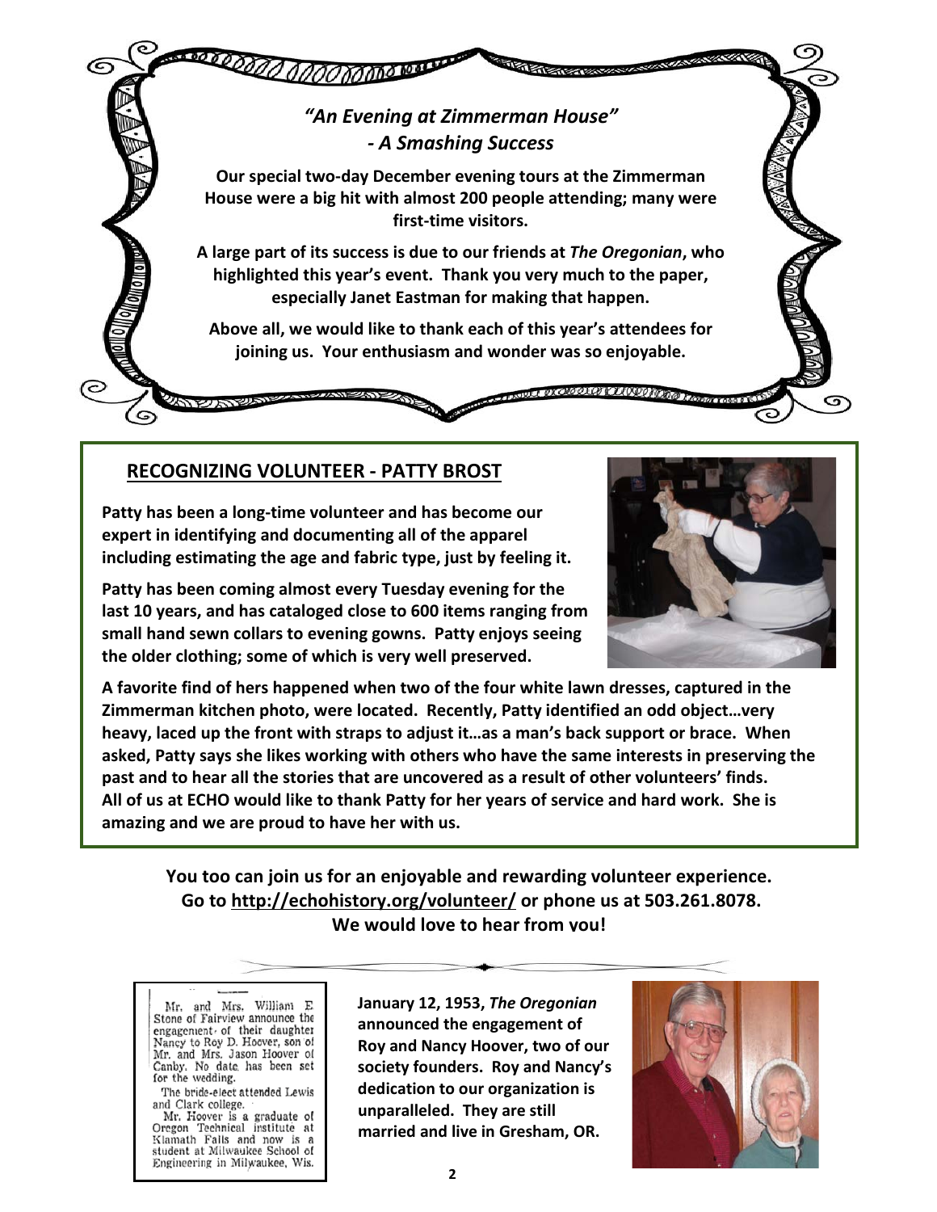## *"An Evening at Zimmerman House" - A Smashing Success*

**Our special two-day December evening tours at the Zimmerman House were a big hit with almost 200 people attending; many were first-time visitors.**

**A large part of its success is due to our friends at *The Oregonian*, who highlighted this year's event. Thank you very much to the paper, especially Janet Eastman for making that happen.**

**Above all, we would like to thank each of this year's attendees for joining us. Your enthusiasm and wonder was so enjoyable.**

## RECOGNIZING VOLUNTEER - PATTY BROST

**Patty has been a long-time volunteer and has become our expert in identifying and documenting all of the apparel including estimating the age and fabric type, just by feeling it.**

**Patty has been coming almost every Tuesday evening for the last 10 years, and has cataloged close to 600 items ranging from small hand sewn collars to evening gowns. Patty enjoys seeing the older clothing; some of which is very well preserved.**

**A favorite find of hers happened when two of the four white lawn dresses, captured in the Zimmerman kitchen photo, were located. Recently, Patty identified an odd object…very heavy, laced up the front with straps to adjust it…as a man's back support or brace. When asked, Patty says she likes working with others who have the same interests in preserving the past and to hear all the stories that are uncovered as a result of other volunteers' finds. All of us at ECHO would like to thank Patty for her years of service and hard work. She is amazing and we are proud to have her with us.**

**You too can join us for an enjoyable and rewarding volunteer experience. Go to http://echohistory.org/volunteer/ or phone us at 503.261.8078. We would love to hear from you!**

Mr. and Mrs. William E. Stone of Fairview announce the engagement of their daughter Nancy to Roy D. Hoover, son of Mr. and Mrs. Jason Hoover of Canby. No date has been set for the wedding.

The bride-elect attended Lewis and Clark college.

Mr. Hoover is a graduate of Oregon Technical institute at Klamath Falls and now is a student at Milwaukee School of Engineering in Milwaukee, Wis.

**January 12, 1953, *The Oregonian* announced the engagement of Roy and Nancy Hoover, two of our society founders. Roy and Nancy's dedication to our organization is unparalleled. They are still married and live in Gresham, OR.**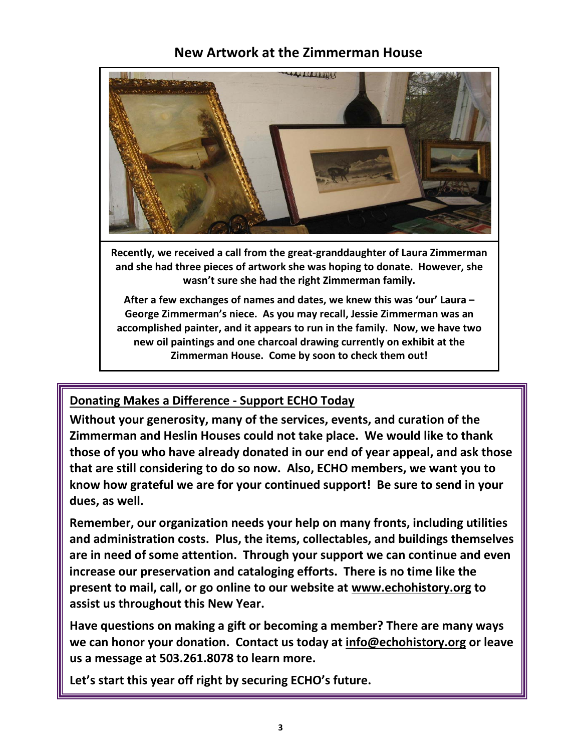## New Artwork at the Zimmerman House

**Recently, we received a call from the great-granddaughter of Laura Zimmerman and she had three pieces of artwork she was hoping to donate. However, she wasn't sure she had the right Zimmerman family.**

**After a few exchanges of names and dates, we knew this was 'our' Laura – George Zimmerman's niece. As you may recall, Jessie Zimmerman was an accomplished painter, and it appears to run in the family. Now, we have two new oil paintings and one charcoal drawing currently on exhibit at the Zimmerman House. Come by soon to check them out!**

### Donating Makes a Difference - Support ECHO Today

**Without your generosity, many of the services, events, and curation of the Zimmerman and Heslin Houses could not take place. We would like to thank those of you who have already donated in our end of year appeal, and ask those that are still considering to do so now. Also, ECHO members, we want you to know how grateful we are for your continued support! Be sure to send in your dues, as well.**

**Remember, our organization needs your help on many fronts, including utilities and administration costs. Plus, the items, collectables, and buildings themselves are in need of some attention. Through your support we can continue and even increase our preservation and cataloging efforts. There is no time like the present to mail, call, or go online to our website at www.echohistory.org to assist us throughout this New Year.**

**Have questions on making a gift or becoming a member? There are many ways we can honor your donation. Contact us today at info@echohistory.org or leave us a message at 503.261.8078 to learn more.**

**Let's start this year off right by securing ECHO's future.**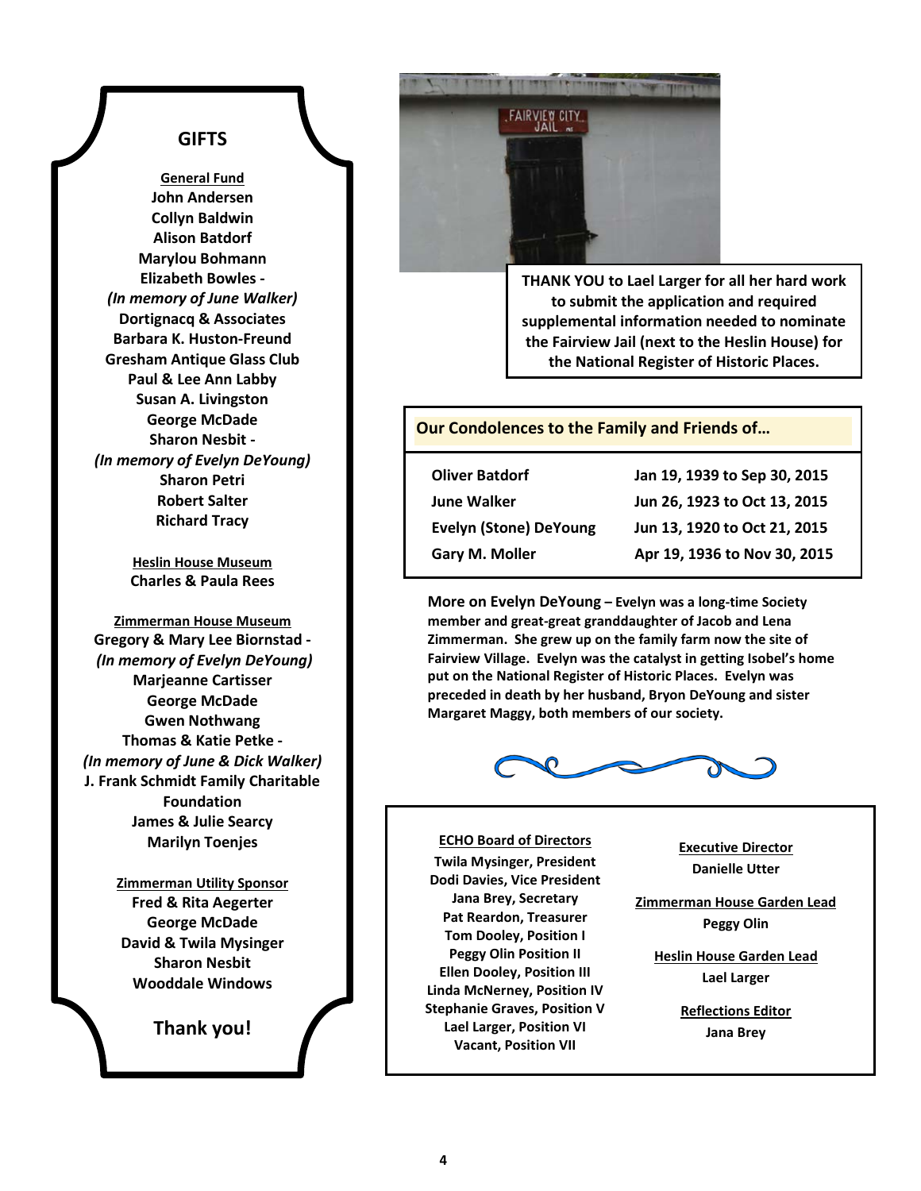## GIFTS

**General Fund**
**John Andersen**
**Collyn Baldwin**
**Alison Batdorf**
**Marylou Bohmann**
**Elizabeth Bowles -**
***(In memory of June Walker)***
**Dortignacq & Associates**
**Barbara K. Huston-Freund**
**Gresham Antique Glass Club**
**Paul & Lee Ann Labby**
**Susan A. Livingston**
**George McDade**
**Sharon Nesbit -**
***(In memory of Evelyn DeYoung)***
**Sharon Petri**
**Robert Salter**
**Richard Tracy**

**Heslin House Museum**
**Charles & Paula Rees**

**Zimmerman House Museum**
**Gregory & Mary Lee Biornstad -**
***(In memory of Evelyn DeYoung)***
**Marjeanne Cartisser**
**George McDade**
**Gwen Nothwang**
**Thomas & Katie Petke -**
***(In memory of June & Dick Walker)***
**J. Frank Schmidt Family Charitable Foundation**
**James & Julie Searcy**
**Marilyn Toenjes**

**Zimmerman Utility Sponsor**
**Fred & Rita Aegerter**
**George McDade**
**David & Twila Mysinger**
**Sharon Nesbit**
**Wooddale Windows**

**Thank you!**

**THANK YOU to Lael Larger for all her hard work to submit the application and required supplemental information needed to nominate the Fairview Jail (next to the Heslin House) for the National Register of Historic Places.**

### Our Condolences to the Family and Friends of…

| | |
|---|---|
| **Oliver Batdorf** | **Jan 19, 1939 to Sep 30, 2015** |
| **June Walker** | **Jun 26, 1923 to Oct 13, 2015** |
| **Evelyn (Stone) DeYoung** | **Jun 13, 1920 to Oct 21, 2015** |
| **Gary M. Moller** | **Apr 19, 1936 to Nov 30, 2015** |

**More on Evelyn DeYoung – Evelyn was a long-time Society member and great-great granddaughter of Jacob and Lena Zimmerman. She grew up on the family farm now the site of Fairview Village. Evelyn was the catalyst in getting Isobel's home put on the National Register of Historic Places. Evelyn was preceded in death by her husband, Bryon DeYoung and sister Margaret Maggy, both members of our society.**

**ECHO Board of Directors**
**Twila Mysinger, President**
**Dodi Davies, Vice President**
**Jana Brey, Secretary**
**Pat Reardon, Treasurer**
**Tom Dooley, Position I**
**Peggy Olin Position II**
**Ellen Dooley, Position III**
**Linda McNerney, Position IV**
**Stephanie Graves, Position V**
**Lael Larger, Position VI**
**Vacant, Position VII**

**Executive Director**
**Danielle Utter**

**Zimmerman House Garden Lead**
**Peggy Olin**

**Heslin House Garden Lead**
**Lael Larger**

**Reflections Editor**
**Jana Brey**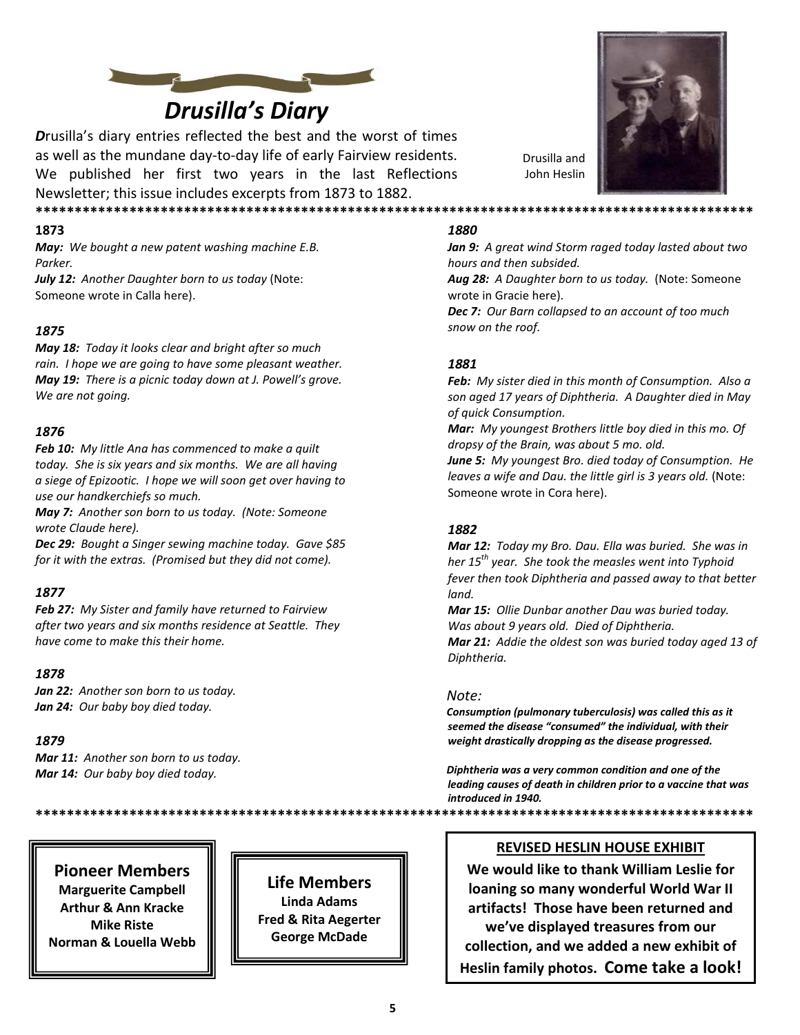# *Drusilla's Diary*

***D**rusilla's diary entries reflected the best and the worst of times as well as the mundane day-to-day life of early Fairview residents. We published her first two years in the last Reflections Newsletter; this issue includes excerpts from 1873 to 1882.*

Drusilla and John Heslin

***************************************************************************************************

**1873**

***May:** We bought a new patent washing machine E.B. Parker.*

***July 12:** Another Daughter born to us today* (Note: Someone wrote in Calla here).

*1875*

***May 18:** Today it looks clear and bright after so much rain. I hope we are going to have some pleasant weather.*

***May 19:** There is a picnic today down at J. Powell's grove. We are not going.*

*1876*

***Feb 10:** My little Ana has commenced to make a quilt today. She is six years and six months. We are all having a siege of Epizootic. I hope we will soon get over having to use our handkerchiefs so much.*

***May 7:** Another son born to us today. (Note: Someone wrote Claude here).*

***Dec 29:** Bought a Singer sewing machine today. Gave $85 for it with the extras. (Promised but they did not come).*

*1877*

***Feb 27:** My Sister and family have returned to Fairview after two years and six months residence at Seattle. They have come to make this their home.*

*1878*

***Jan 22:** Another son born to us today.*

***Jan 24:** Our baby boy died today.*

*1879*

***Mar 11:** Another son born to us today.*

***Mar 14:** Our baby boy died today.*

*1880*

***Jan 9:** A great wind Storm raged today lasted about two hours and then subsided.*

***Aug 28:** A Daughter born to us today.* (Note: Someone wrote in Gracie here).

***Dec 7:** Our Barn collapsed to an account of too much snow on the roof.*

*1881*

***Feb:** My sister died in this month of Consumption. Also a son aged 17 years of Diphtheria. A Daughter died in May of quick Consumption.*

***Mar:** My youngest Brothers little boy died in this mo. Of dropsy of the Brain, was about 5 mo. old.*

***June 5:** My youngest Bro. died today of Consumption. He leaves a wife and Dau. the little girl is 3 years old.* (Note: Someone wrote in Cora here).

*1882*

***Mar 12:** Today my Bro. Dau. Ella was buried. She was in her 15th year. She took the measles went into Typhoid fever then took Diphtheria and passed away to that better land.*

***Mar 15:** Ollie Dunbar another Dau was buried today. Was about 9 years old. Died of Diphtheria.*

***Mar 21:** Addie the oldest son was buried today aged 13 of Diphtheria.*

*Note:*

***Consumption (pulmonary tuberculosis) was called this as it seemed the disease "consumed" the individual, with their weight drastically dropping as the disease progressed.***

***Diphtheria was a very common condition and one of the leading causes of death in children prior to a vaccine that was introduced in 1940.***

***************************************************************************************************

**Pioneer Members**

**Marguerite Campbell**
**Arthur & Ann Kracke**
**Mike Riste**
**Norman & Louella Webb**

**Life Members**

**Linda Adams**
**Fred & Rita Aegerter**
**George McDade**

**REVISED HESLIN HOUSE EXHIBIT**

**We would like to thank William Leslie for loaning so many wonderful World War II artifacts! Those have been returned and we've displayed treasures from our collection, and we added a new exhibit of Heslin family photos. Come take a look!**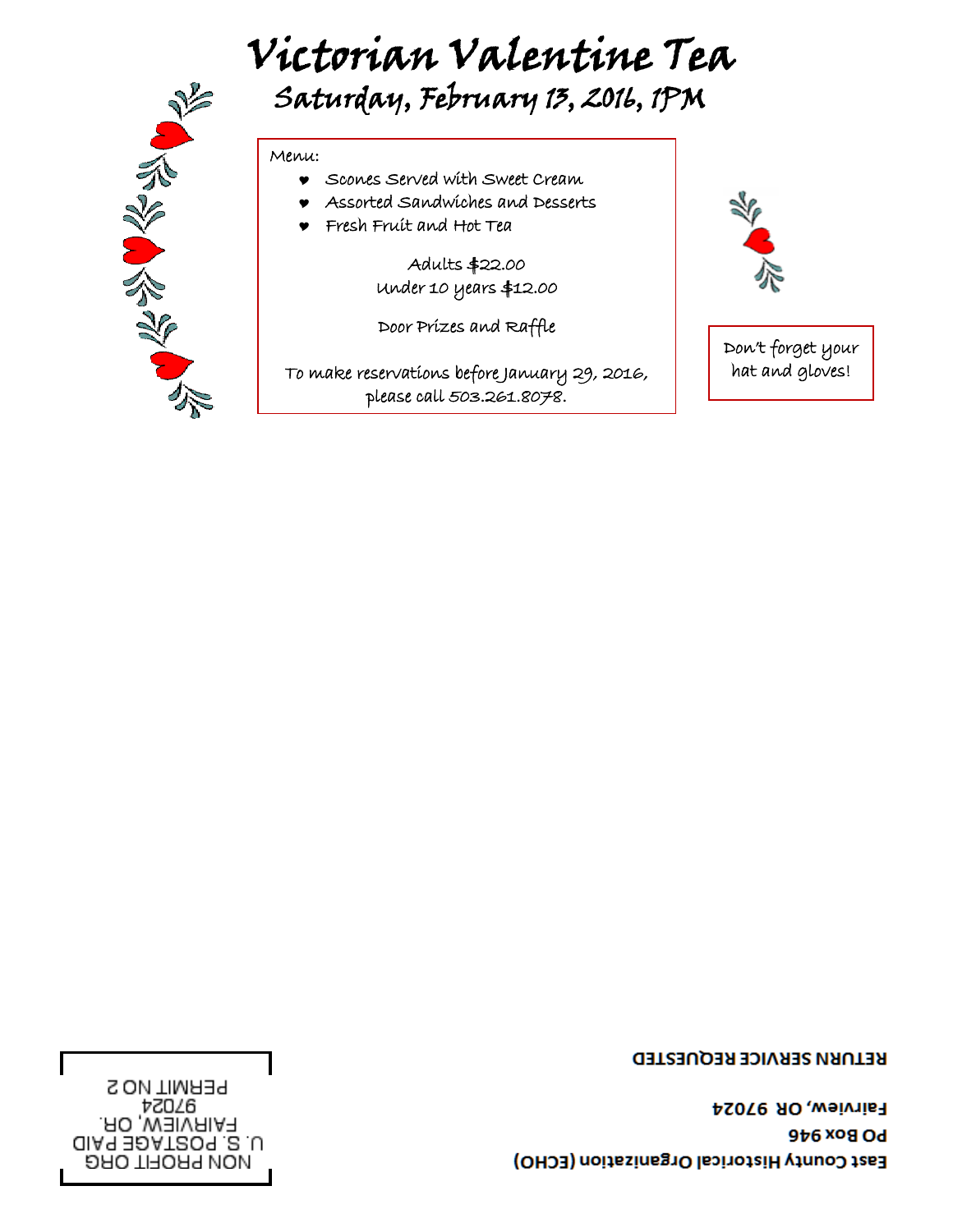# Victorian Valentine Tea

## Saturday, February 13, 2016, 1PM

Menu:

- Scones Served with Sweet Cream
- Assorted Sandwiches and Desserts
- Fresh Fruit and Hot Tea

Adults $22.00
Under 10 years $12.00

Door Prizes and Raffle

To make reservations before January 29, 2016, please call 503.261.8078.

Don't forget your hat and gloves!

**RETURN SERVICE REQUESTED**

**East County Historical Organization (ECHO)**
**PO Box 946**
**Fairview, OR 97024**

NON PROFIT ORG
U.S. POSTAGE PAID
FAIRVIEW, OR.
97024
PERMIT NO 2